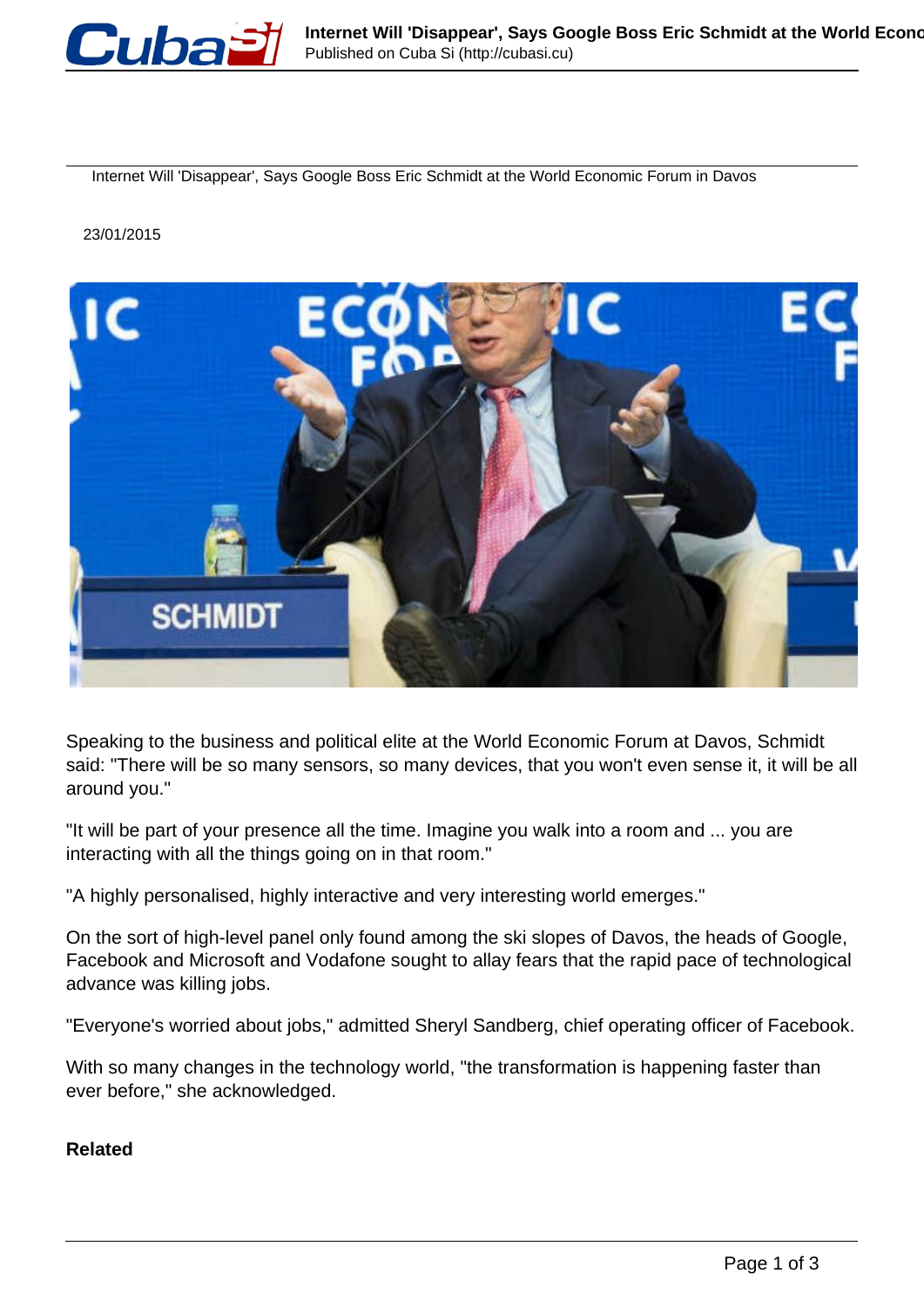# Internet Will 'Disappear', Says Google Boss Eric Schmidt at the World Economic Forum in Davos

23/01/2015

Speaking to the business and political elite at the World Economic Forum at Davos, Schmidt said: "There will be so many sensors, so many devices, that you won't even sense it, it will be all around you."

"It will be part of your presence all the time. Imagine you walk into a room and ... you are interacting with all the things going on in that room."

"A highly personalised, highly interactive and very interesting world emerges."

On the sort of high-level panel only found among the ski slopes of Davos, the heads of Google, Facebook and Microsoft and Vodafone sought to allay fears that the rapid pace of technological advance was killing jobs.

"Everyone's worried about jobs," admitted Sheryl Sandberg, chief operating officer of Facebook.

With so many changes in the technology world, "the transformation is happening faster than ever before," she acknowledged.

**Related**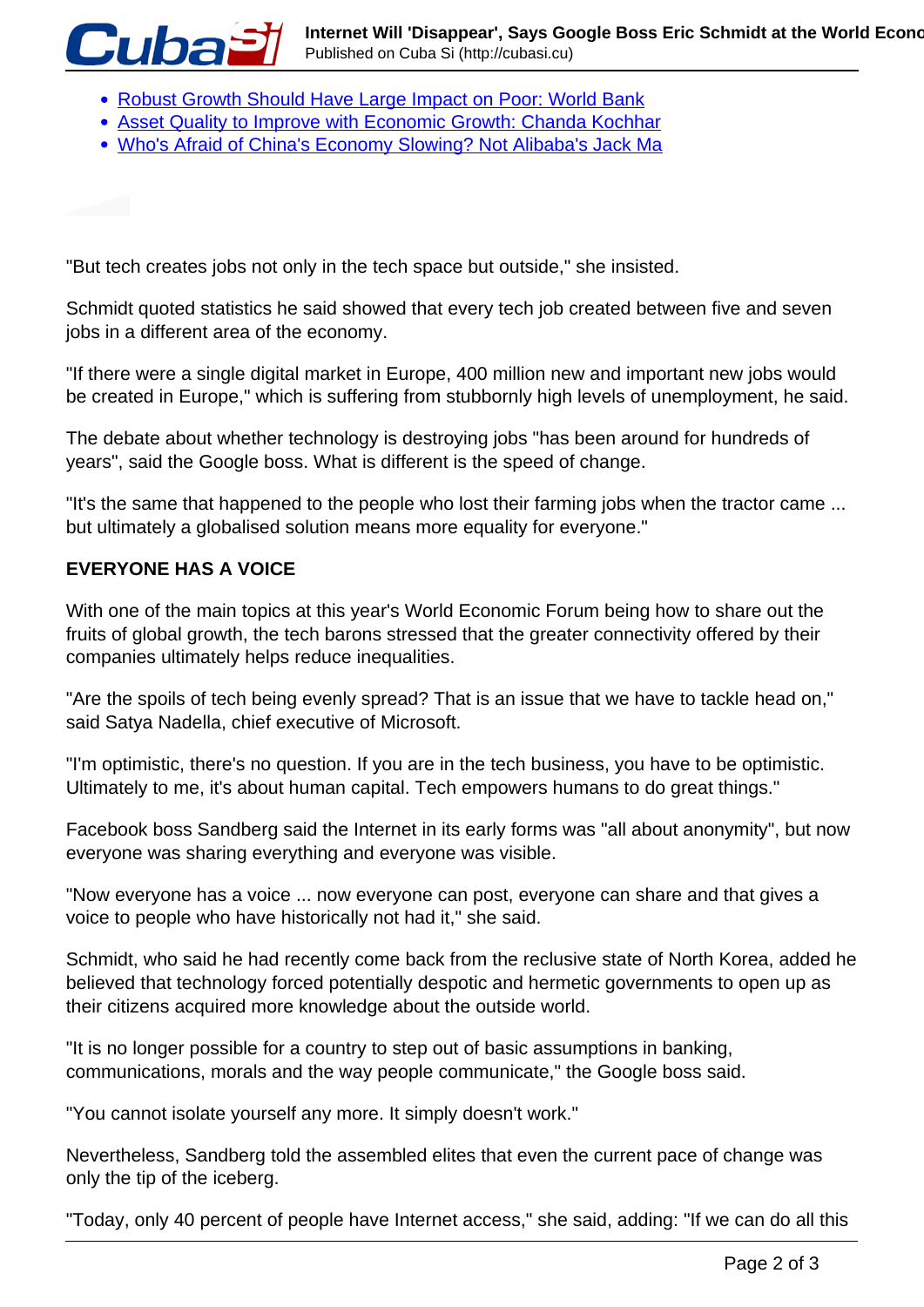- [Robust Growth Should Have Large Impact on Poor: World Bank]
- [Asset Quality to Improve with Economic Growth: Chanda Kochhar]
- [Who's Afraid of China's Economy Slowing? Not Alibaba's Jack Ma]

"But tech creates jobs not only in the tech space but outside," she insisted.

Schmidt quoted statistics he said showed that every tech job created between five and seven jobs in a different area of the economy.

"If there were a single digital market in Europe, 400 million new and important new jobs would be created in Europe," which is suffering from stubbornly high levels of unemployment, he said.

The debate about whether technology is destroying jobs "has been around for hundreds of years", said the Google boss. What is different is the speed of change.

"It's the same that happened to the people who lost their farming jobs when the tractor came ... but ultimately a globalised solution means more equality for everyone."

**EVERYONE HAS A VOICE**

With one of the main topics at this year's World Economic Forum being how to share out the fruits of global growth, the tech barons stressed that the greater connectivity offered by their companies ultimately helps reduce inequalities.

"Are the spoils of tech being evenly spread? That is an issue that we have to tackle head on," said Satya Nadella, chief executive of Microsoft.

"I'm optimistic, there's no question. If you are in the tech business, you have to be optimistic. Ultimately to me, it's about human capital. Tech empowers humans to do great things."

Facebook boss Sandberg said the Internet in its early forms was "all about anonymity", but now everyone was sharing everything and everyone was visible.

"Now everyone has a voice ... now everyone can post, everyone can share and that gives a voice to people who have historically not had it," she said.

Schmidt, who said he had recently come back from the reclusive state of North Korea, added he believed that technology forced potentially despotic and hermetic governments to open up as their citizens acquired more knowledge about the outside world.

"It is no longer possible for a country to step out of basic assumptions in banking, communications, morals and the way people communicate," the Google boss said.

"You cannot isolate yourself any more. It simply doesn't work."

Nevertheless, Sandberg told the assembled elites that even the current pace of change was only the tip of the iceberg.

"Today, only 40 percent of people have Internet access," she said, adding: "If we can do all this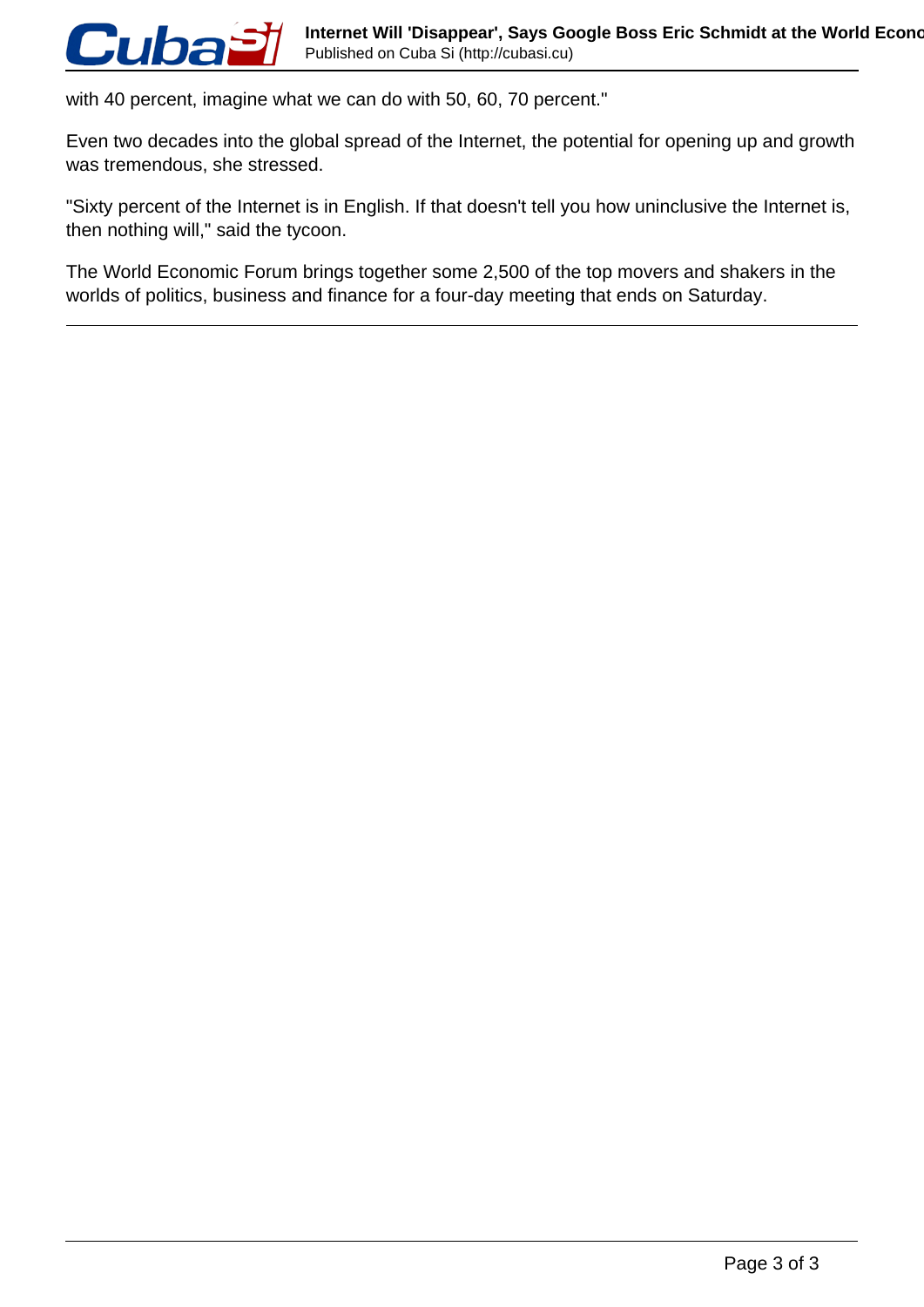with 40 percent, imagine what we can do with 50, 60, 70 percent."

Even two decades into the global spread of the Internet, the potential for opening up and growth was tremendous, she stressed.

"Sixty percent of the Internet is in English. If that doesn't tell you how uninclusive the Internet is, then nothing will," said the tycoon.

The World Economic Forum brings together some 2,500 of the top movers and shakers in the worlds of politics, business and finance for a four-day meeting that ends on Saturday.